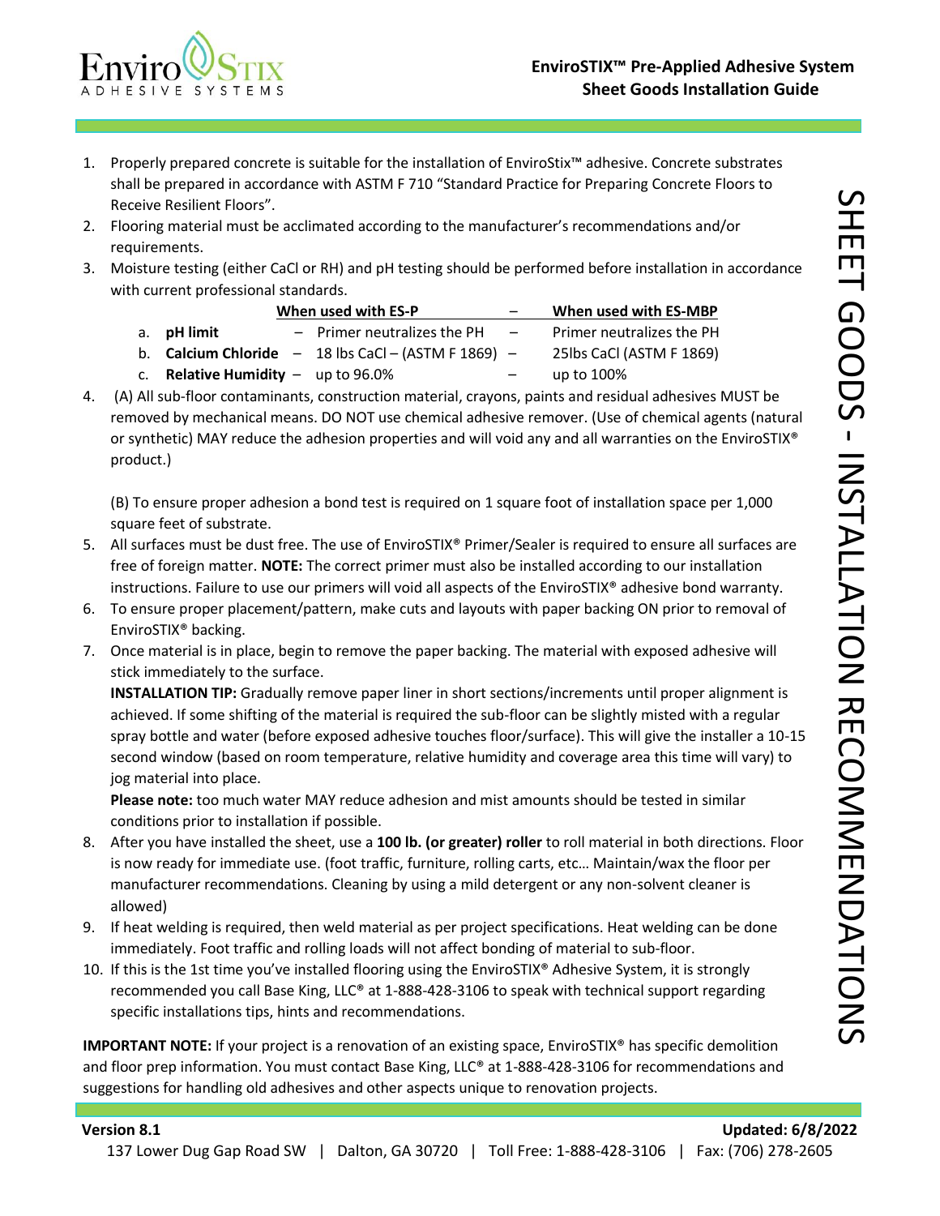# EnviroSTIX™ Pre-Applied Adhesive System
## Sheet Goods Installation Guide

SHEET GOODS - INSTALLATION RECOMMENDATIONS

1. Properly prepared concrete is suitable for the installation of EnviroStix™ adhesive. Concrete substrates shall be prepared in accordance with ASTM F 710 "Standard Practice for Preparing Concrete Floors to Receive Resilient Floors".
2. Flooring material must be acclimated according to the manufacturer's recommendations and/or requirements.
3. Moisture testing (either CaCl or RH) and pH testing should be performed before installation in accordance with current professional standards.

| | | When used with ES-P | | When used with ES-MBP |
|---|---|---|---|---|
| a. | **pH limit** | – Primer neutralizes the PH | – | Primer neutralizes the PH |
| b. | **Calcium Chloride** | – 18 lbs CaCl – (ASTM F 1869) | – | 25lbs CaCl (ASTM F 1869) |
| c. | **Relative Humidity** | – up to 96.0% | – | up to 100% |

4. (A) All sub-floor contaminants, construction material, crayons, paints and residual adhesives MUST be removed by mechanical means. DO NOT use chemical adhesive remover. (Use of chemical agents (natural or synthetic) MAY reduce the adhesion properties and will void any and all warranties on the EnviroSTIX® product.)

   (B) To ensure proper adhesion a bond test is required on 1 square foot of installation space per 1,000 square feet of substrate.
5. All surfaces must be dust free. The use of EnviroSTIX® Primer/Sealer is required to ensure all surfaces are free of foreign matter. **NOTE:** The correct primer must also be installed according to our installation instructions. Failure to use our primers will void all aspects of the EnviroSTIX® adhesive bond warranty.
6. To ensure proper placement/pattern, make cuts and layouts with paper backing ON prior to removal of EnviroSTIX® backing.
7. Once material is in place, begin to remove the paper backing. The material with exposed adhesive will stick immediately to the surface.

   **INSTALLATION TIP:** Gradually remove paper liner in short sections/increments until proper alignment is achieved. If some shifting of the material is required the sub-floor can be slightly misted with a regular spray bottle and water (before exposed adhesive touches floor/surface). This will give the installer a 10-15 second window (based on room temperature, relative humidity and coverage area this time will vary) to jog material into place.

   **Please note:** too much water MAY reduce adhesion and mist amounts should be tested in similar conditions prior to installation if possible.
8. After you have installed the sheet, use a **100 lb. (or greater) roller** to roll material in both directions. Floor is now ready for immediate use. (foot traffic, furniture, rolling carts, etc… Maintain/wax the floor per manufacturer recommendations. Cleaning by using a mild detergent or any non-solvent cleaner is allowed)
9. If heat welding is required, then weld material as per project specifications. Heat welding can be done immediately. Foot traffic and rolling loads will not affect bonding of material to sub-floor.
10. If this is the 1st time you've installed flooring using the EnviroSTIX® Adhesive System, it is strongly recommended you call Base King, LLC® at 1-888-428-3106 to speak with technical support regarding specific installations tips, hints and recommendations.

**IMPORTANT NOTE:** If your project is a renovation of an existing space, EnviroSTIX® has specific demolition and floor prep information. You must contact Base King, LLC® at 1-888-428-3106 for recommendations and suggestions for handling old adhesives and other aspects unique to renovation projects.

**Version 8.1** **Updated: 6/8/2022**

137 Lower Dug Gap Road SW | Dalton, GA 30720 | Toll Free: 1-888-428-3106 | Fax: (706) 278-2605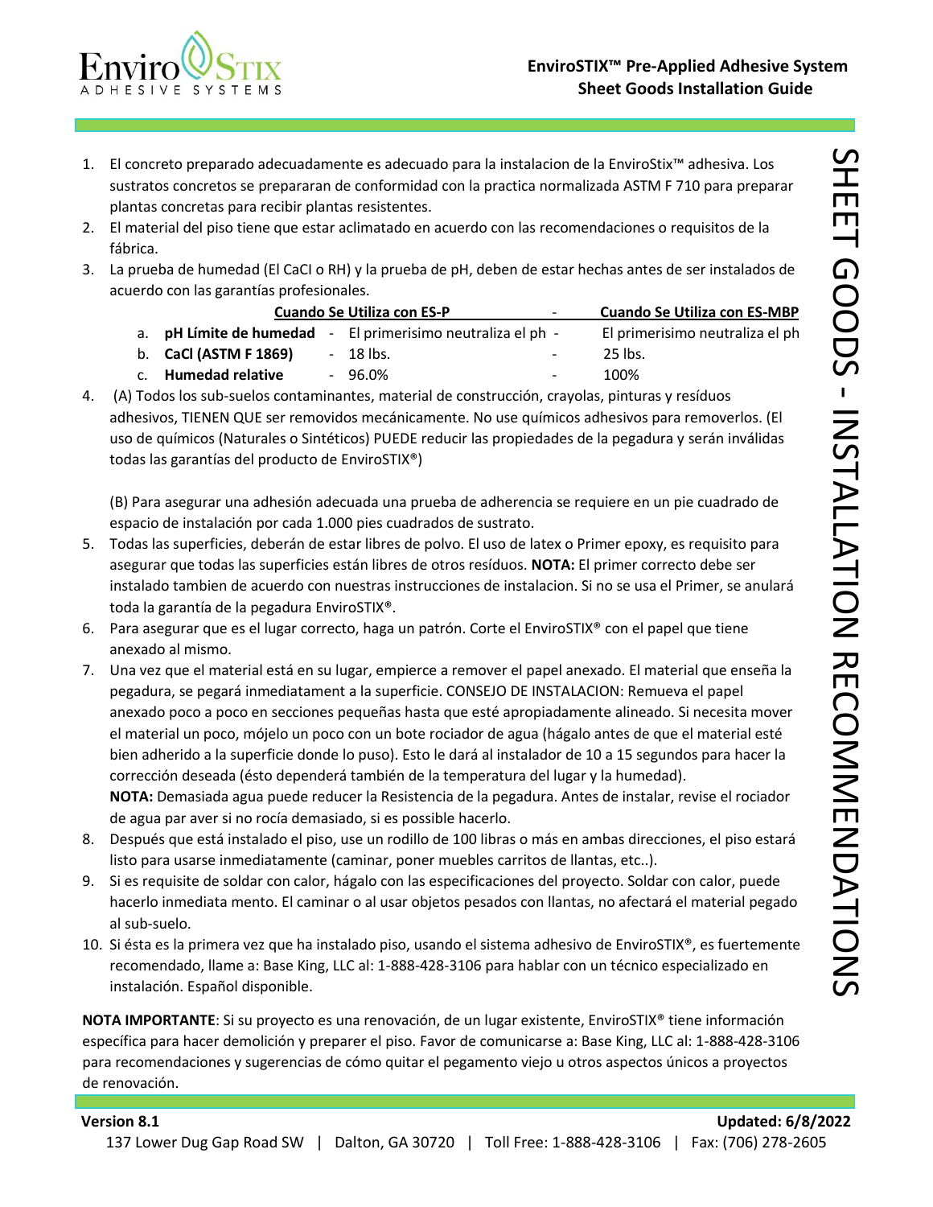1. El concreto preparado adecuadamente es adecuado para la instalacion de la EnviroStix™ adhesiva. Los sustratos concretos se prepararan de conformidad con la practica normalizada ASTM F 710 para preparar plantas concretas para recibir plantas resistentes.
2. El material del piso tiene que estar aclimatado en acuerdo con las recomendaciones o requisitos de la fábrica.
3. La prueba de humedad (El CaCI o RH) y la prueba de pH, deben de estar hechas antes de ser instalados de acuerdo con las garantías profesionales.

| | Cuando Se Utiliza con ES-P | Cuando Se Utiliza con ES-MBP |
|---|---|---|
| a. **pH Límite de humedad** | El primerisimo neutraliza el ph | El primerisimo neutraliza el ph |
| b. **CaCl (ASTM F 1869)** | 18 lbs. | 25 lbs. |
| c. **Humedad relative** | 96.0% | 100% |

4. (A) Todos los sub-suelos contaminantes, material de construcción, crayolas, pinturas y resíduos adhesivos, TIENEN QUE ser removidos mecánicamente. No use químicos adhesivos para removerlos. (El uso de químicos (Naturales o Sintéticos) PUEDE reducir las propiedades de la pegadura y serán inválidas todas las garantías del producto de EnviroSTIX®)

   (B) Para asegurar una adhesión adecuada una prueba de adherencia se requiere en un pie cuadrado de espacio de instalación por cada 1.000 pies cuadrados de sustrato.
5. Todas las superficies, deberán de estar libres de polvo. El uso de latex o Primer epoxy, es requisito para asegurar que todas las superficies están libres de otros resíduos. **NOTA:** El primer correcto debe ser instalado tambien de acuerdo con nuestras instrucciones de instalacion. Si no se usa el Primer, se anulará toda la garantía de la pegadura EnviroSTIX®.
6. Para asegurar que es el lugar correcto, haga un patrón. Corte el EnviroSTIX® con el papel que tiene anexado al mismo.
7. Una vez que el material está en su lugar, empierce a remover el papel anexado. El material que enseña la pegadura, se pegará inmediatamente a la superficie. CONSEJO DE INSTALACION: Remueva el papel anexado poco a poco en secciones pequeñas hasta que esté apropiadamente alineado. Si necesita mover el material un poco, mójelo un poco con un bote rociador de agua (hágalo antes de que el material esté bien adherido a la superficie donde lo puso). Esto le dará al instalador de 10 a 15 segundos para hacer la corrección deseada (ésto dependerá también de la temperatura del lugar y la humedad).
   **NOTA:** Demasiada agua puede reducer la Resistencia de la pegadura. Antes de instalar, revise el rociador de agua par aver si no rocía demasiado, si es possible hacerlo.
8. Después que está instalado el piso, use un rodillo de 100 libras o más en ambas direcciones, el piso estará listo para usarse inmediatamente (caminar, poner muebles carritos de llantas, etc..).
9. Si es requisite de soldar con calor, hágalo con las especificaciones del proyecto. Soldar con calor, puede hacerlo inmediata mento. El caminar o al usar objetos pesados con llantas, no afectará el material pegado al sub-suelo.
10. Si ésta es la primera vez que ha instalado piso, usando el sistema adhesivo de EnviroSTIX®, es fuertemente recomendado, llame a: Base King, LLC al: 1-888-428-3106 para hablar con un técnico especializado en instalación. Español disponible.

**NOTA IMPORTANTE**: Si su proyecto es una renovación, de un lugar existente, EnviroSTIX® tiene información específica para hacer demolición y preparer el piso. Favor de comunicarse a: Base King, LLC al: 1-888-428-3106 para recomendaciones y sugerencias de cómo quitar el pegamento viejo u otros aspectos únicos a proyectos de renovación.